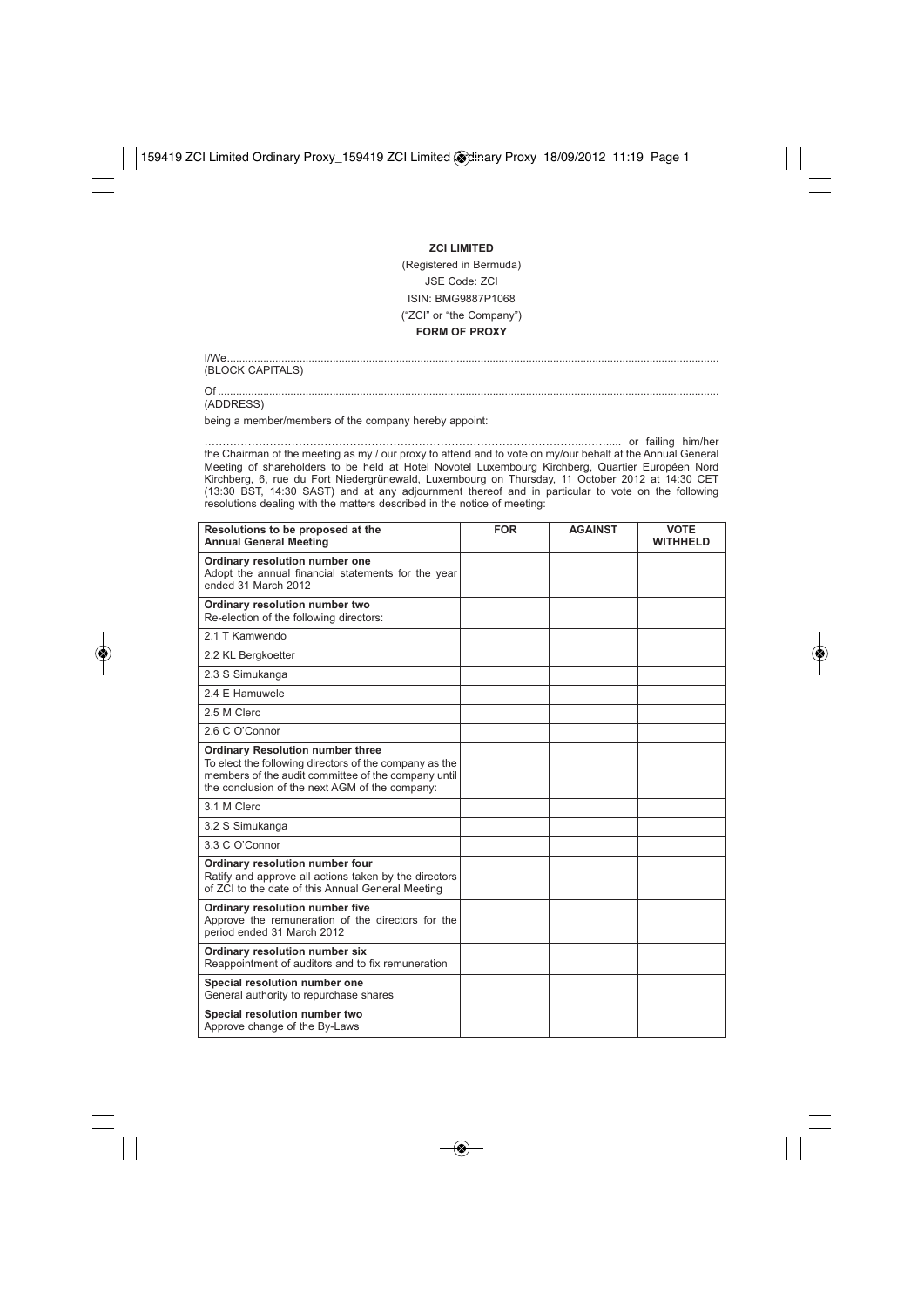**ZCI LIMITED**

(Registered in Bermuda)

JSE Code: ZCI

ISIN: BMG9887P1068

("ZCI" or "the Company")

**FORM OF PROXY**

I/We.....................................................................................................................................................
(BLOCK CAPITALS)

Of .......................................................................................................................................................
(ADDRESS)

being a member/members of the company hereby appoint:

…………………………………………………………………………………………..……..... or failing him/her the Chairman of the meeting as my / our proxy to attend and to vote on my/our behalf at the Annual General Meeting of shareholders to be held at Hotel Novotel Luxembourg Kirchberg, Quartier Européen Nord Kirchberg, 6, rue du Fort Niedergrünewald, Luxembourg on Thursday, 11 October 2012 at 14:30 CET (13:30 BST, 14:30 SAST) and at any adjournment thereof and in particular to vote on the following resolutions dealing with the matters described in the notice of meeting:

| Resolutions to be proposed at the Annual General Meeting | FOR | AGAINST | VOTE WITHHELD |
|---|---|---|---|
| **Ordinary resolution number one** Adopt the annual financial statements for the year ended 31 March 2012 | | | |
| **Ordinary resolution number two** Re-election of the following directors: | | | |
| 2.1 T Kamwendo | | | |
| 2.2 KL Bergkoetter | | | |
| 2.3 S Simukanga | | | |
| 2.4 E Hamuwele | | | |
| 2.5 M Clerc | | | |
| 2.6 C O'Connor | | | |
| **Ordinary Resolution number three** To elect the following directors of the company as the members of the audit committee of the company until the conclusion of the next AGM of the company: | | | |
| 3.1 M Clerc | | | |
| 3.2 S Simukanga | | | |
| 3.3 C O'Connor | | | |
| **Ordinary resolution number four** Ratify and approve all actions taken by the directors of ZCI to the date of this Annual General Meeting | | | |
| **Ordinary resolution number five** Approve the remuneration of the directors for the period ended 31 March 2012 | | | |
| **Ordinary resolution number six** Reappointment of auditors and to fix remuneration | | | |
| **Special resolution number one** General authority to repurchase shares | | | |
| **Special resolution number two** Approve change of the By-Laws | | | |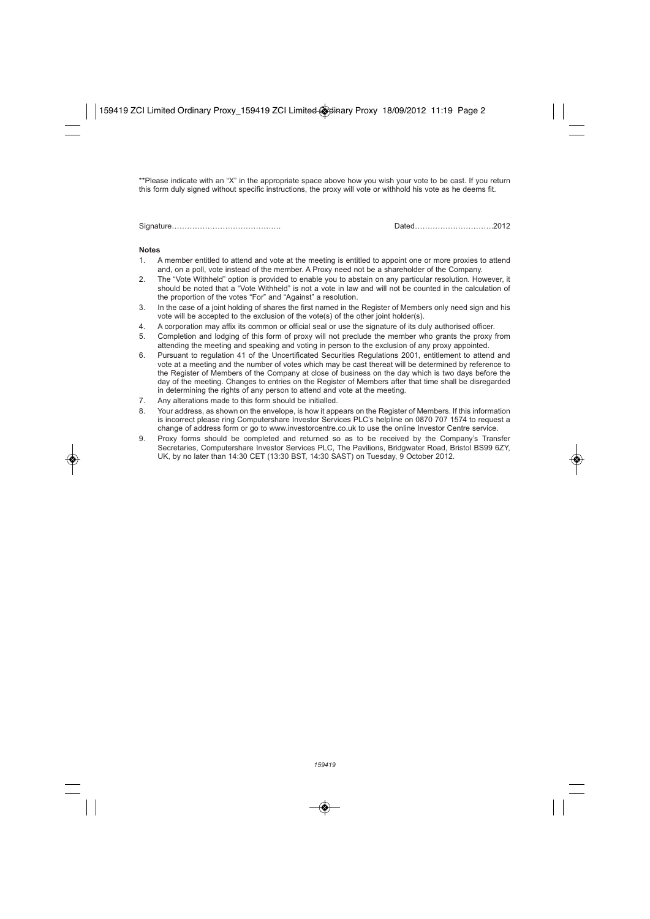**Please indicate with an "X" in the appropriate space above how you wish your vote to be cast. If you return this form duly signed without specific instructions, the proxy will vote or withhold his vote as he deems fit.

Signature…………………………………… Dated………………………….2012

**Notes**

1. A member entitled to attend and vote at the meeting is entitled to appoint one or more proxies to attend and, on a poll, vote instead of the member. A Proxy need not be a shareholder of the Company.
2. The "Vote Withheld" option is provided to enable you to abstain on any particular resolution. However, it should be noted that a "Vote Withheld" is not a vote in law and will not be counted in the calculation of the proportion of the votes "For" and "Against" a resolution.
3. In the case of a joint holding of shares the first named in the Register of Members only need sign and his vote will be accepted to the exclusion of the vote(s) of the other joint holder(s).
4. A corporation may affix its common or official seal or use the signature of its duly authorised officer.
5. Completion and lodging of this form of proxy will not preclude the member who grants the proxy from attending the meeting and speaking and voting in person to the exclusion of any proxy appointed.
6. Pursuant to regulation 41 of the Uncertificated Securities Regulations 2001, entitlement to attend and vote at a meeting and the number of votes which may be cast thereat will be determined by reference to the Register of Members of the Company at close of business on the day which is two days before the day of the meeting. Changes to entries on the Register of Members after that time shall be disregarded in determining the rights of any person to attend and vote at the meeting.
7. Any alterations made to this form should be initialled.
8. Your address, as shown on the envelope, is how it appears on the Register of Members. If this information is incorrect please ring Computershare Investor Services PLC's helpline on 0870 707 1574 to request a change of address form or go to www.investorcentre.co.uk to use the online Investor Centre service.
9. Proxy forms should be completed and returned so as to be received by the Company's Transfer Secretaries, Computershare Investor Services PLC, The Pavilions, Bridgwater Road, Bristol BS99 6ZY, UK, by no later than 14:30 CET (13:30 BST, 14:30 SAST) on Tuesday, 9 October 2012.